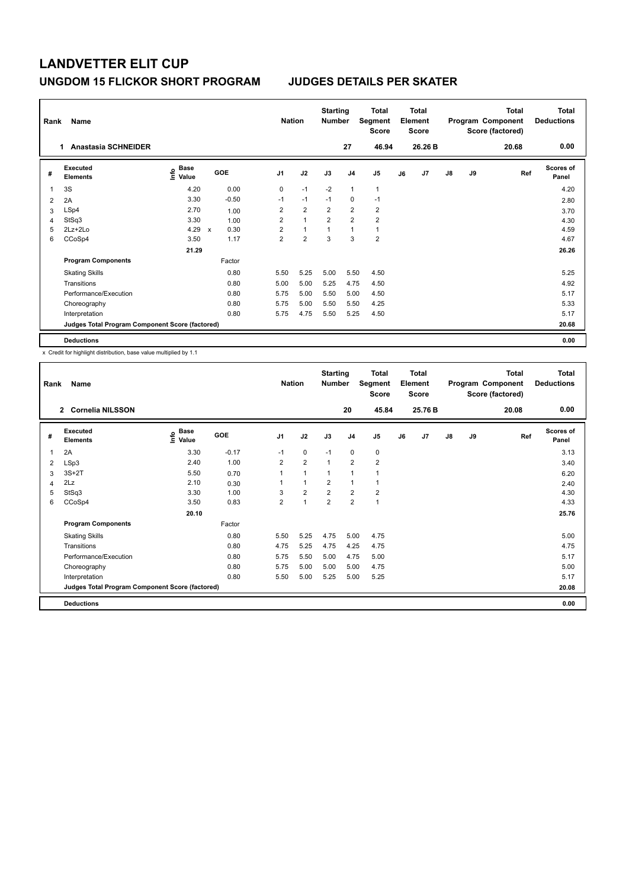# LANDVETTER ELIT CUP

## UNGDOM 15 FLICKOR SHORT PROGRAM     JUDGES DETAILS PER SKATER

| Rank | Name | Nation | Starting Number | Total Segment Score | Total Element Score | Total Program Component Score (factored) | Total Deductions |
|---|---|---|---|---|---|---|---|
| 1 | Anastasia SCHNEIDER | | 27 | 46.94 | 26.26 B | 20.68 | 0.00 |

| # | Executed Elements | Info | Base Value | | GOE | J1 | J2 | J3 | J4 | J5 | J6 | J7 | J8 | J9 | Ref | Scores of Panel |
|---|---|---|---|---|---|---|---|---|---|---|---|---|---|---|---|---|
| 1 | 3S | | 4.20 | | 0.00 | 0 | -1 | -2 | 1 | 1 | | | | | | 4.20 |
| 2 | 2A | | 3.30 | | -0.50 | -1 | -1 | -1 | 0 | -1 | | | | | | 2.80 |
| 3 | LSp4 | | 2.70 | | 1.00 | 2 | 2 | 2 | 2 | 2 | | | | | | 3.70 |
| 4 | StSq3 | | 3.30 | | 1.00 | 2 | 1 | 2 | 2 | 2 | | | | | | 4.30 |
| 5 | 2Lz+2Lo | | 4.29 | x | 0.30 | 2 | 1 | 1 | 1 | 1 | | | | | | 4.59 |
| 6 | CCoSp4 | | 3.50 | | 1.17 | 2 | 2 | 3 | 3 | 2 | | | | | | 4.67 |
| | | | 21.29 | | | | | | | | | | | | | 26.26 |
| | **Program Components** | | | | Factor | | | | | | | | | | | |
| | Skating Skills | | | | 0.80 | 5.50 | 5.25 | 5.00 | 5.50 | 4.50 | | | | | | 5.25 |
| | Transitions | | | | 0.80 | 5.00 | 5.00 | 5.25 | 4.75 | 4.50 | | | | | | 4.92 |
| | Performance/Execution | | | | 0.80 | 5.75 | 5.00 | 5.50 | 5.00 | 4.50 | | | | | | 5.17 |
| | Choreography | | | | 0.80 | 5.75 | 5.00 | 5.50 | 5.50 | 4.25 | | | | | | 5.33 |
| | Interpretation | | | | 0.80 | 5.75 | 4.75 | 5.50 | 5.25 | 4.50 | | | | | | 5.17 |
| | **Judges Total Program Component Score (factored)** | | | | | | | | | | | | | | | 20.68 |
| | **Deductions** | | | | | | | | | | | | | | | 0.00 |

x Credit for highlight distribution, base value multiplied by 1.1

| Rank | Name | Nation | Starting Number | Total Segment Score | Total Element Score | Total Program Component Score (factored) | Total Deductions |
|---|---|---|---|---|---|---|---|
| 2 | Cornelia NILSSON | | 20 | 45.84 | 25.76 B | 20.08 | 0.00 |

| # | Executed Elements | Info | Base Value | GOE | J1 | J2 | J3 | J4 | J5 | J6 | J7 | J8 | J9 | Ref | Scores of Panel |
|---|---|---|---|---|---|---|---|---|---|---|---|---|---|---|---|
| 1 | 2A | | 3.30 | -0.17 | -1 | 0 | -1 | 0 | 0 | | | | | | 3.13 |
| 2 | LSp3 | | 2.40 | 1.00 | 2 | 2 | 1 | 2 | 2 | | | | | | 3.40 |
| 3 | 3S+2T | | 5.50 | 0.70 | 1 | 1 | 1 | 1 | 1 | | | | | | 6.20 |
| 4 | 2Lz | | 2.10 | 0.30 | 1 | 1 | 2 | 1 | 1 | | | | | | 2.40 |
| 5 | StSq3 | | 3.30 | 1.00 | 3 | 2 | 2 | 2 | 2 | | | | | | 4.30 |
| 6 | CCoSp4 | | 3.50 | 0.83 | 2 | 1 | 2 | 2 | 1 | | | | | | 4.33 |
| | | | 20.10 | | | | | | | | | | | | 25.76 |
| | **Program Components** | | | Factor | | | | | | | | | | | |
| | Skating Skills | | | 0.80 | 5.50 | 5.25 | 4.75 | 5.00 | 4.75 | | | | | | 5.00 |
| | Transitions | | | 0.80 | 4.75 | 5.25 | 4.75 | 4.25 | 4.75 | | | | | | 4.75 |
| | Performance/Execution | | | 0.80 | 5.75 | 5.50 | 5.00 | 4.75 | 5.00 | | | | | | 5.17 |
| | Choreography | | | 0.80 | 5.75 | 5.00 | 5.00 | 5.00 | 4.75 | | | | | | 5.00 |
| | Interpretation | | | 0.80 | 5.50 | 5.00 | 5.25 | 5.00 | 5.25 | | | | | | 5.17 |
| | **Judges Total Program Component Score (factored)** | | | | | | | | | | | | | | 20.08 |
| | **Deductions** | | | | | | | | | | | | | | 0.00 |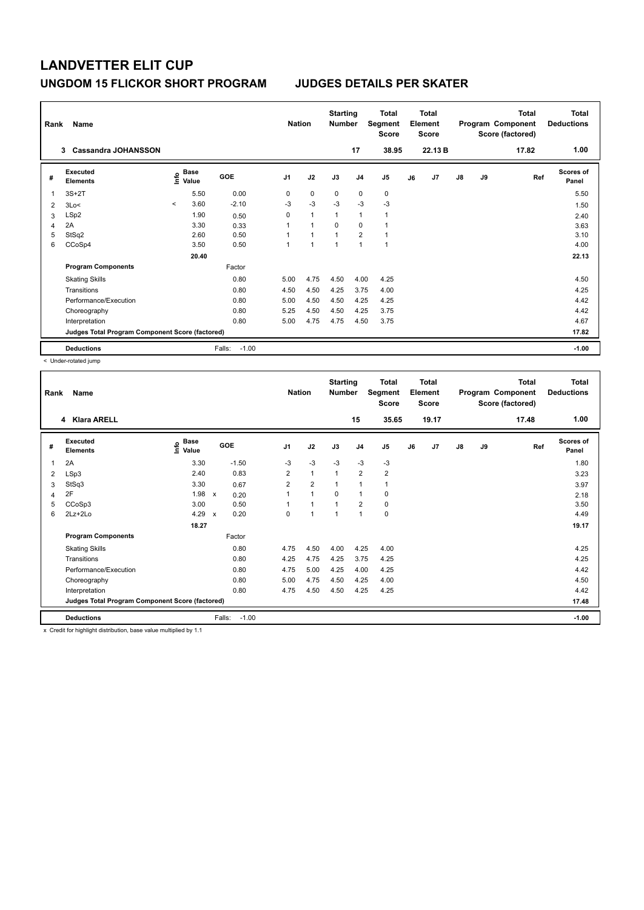# LANDVETTER ELIT CUP

## UNGDOM 15 FLICKOR SHORT PROGRAM JUDGES DETAILS PER SKATER

| Rank | Name | Nation | Starting Number | Total Segment Score | Total Element Score | Total Program Component Score (factored) | Total Deductions |
|---|---|---|---|---|---|---|---|
| 3 | Cassandra JOHANSSON | | 17 | 38.95 | 22.13 B | 17.82 | 1.00 |

| # | Executed Elements | Info | Base Value | GOE | J1 | J2 | J3 | J4 | J5 | J6 | J7 | J8 | J9 | Ref | Scores of Panel |
|---|---|---|---|---|---|---|---|---|---|---|---|---|---|---|---|
| 1 | 3S+2T | | 5.50 | 0.00 | 0 | 0 | 0 | 0 | 0 | | | | | | 5.50 |
| 2 | 3Lo< | < | 3.60 | -2.10 | -3 | -3 | -3 | -3 | -3 | | | | | | 1.50 |
| 3 | LSp2 | | 1.90 | 0.50 | 0 | 1 | 1 | 1 | 1 | | | | | | 2.40 |
| 4 | 2A | | 3.30 | 0.33 | 1 | 1 | 0 | 0 | 1 | | | | | | 3.63 |
| 5 | StSq2 | | 2.60 | 0.50 | 1 | 1 | 1 | 2 | 1 | | | | | | 3.10 |
| 6 | CCoSp4 | | 3.50 | 0.50 | 1 | 1 | 1 | 1 | 1 | | | | | | 4.00 |
| | | | 20.40 | | | | | | | | | | | | 22.13 |
| | **Program Components** | | | Factor | | | | | | | | | | | |
| | Skating Skills | | | 0.80 | 5.00 | 4.75 | 4.50 | 4.00 | 4.25 | | | | | | 4.50 |
| | Transitions | | | 0.80 | 4.50 | 4.50 | 4.25 | 3.75 | 4.00 | | | | | | 4.25 |
| | Performance/Execution | | | 0.80 | 5.00 | 4.50 | 4.50 | 4.25 | 4.25 | | | | | | 4.42 |
| | Choreography | | | 0.80 | 5.25 | 4.50 | 4.50 | 4.25 | 3.75 | | | | | | 4.42 |
| | Interpretation | | | 0.80 | 5.00 | 4.75 | 4.75 | 4.50 | 3.75 | | | | | | 4.67 |
| | **Judges Total Program Component Score (factored)** | | | | | | | | | | | | | | 17.82 |
| | **Deductions** | | | Falls: -1.00 | | | | | | | | | | | -1.00 |

< Under-rotated jump

| Rank | Name | Nation | Starting Number | Total Segment Score | Total Element Score | Total Program Component Score (factored) | Total Deductions |
|---|---|---|---|---|---|---|---|
| 4 | Klara ARELL | | 15 | 35.65 | 19.17 | 17.48 | 1.00 |

| # | Executed Elements | Info | Base Value | | GOE | J1 | J2 | J3 | J4 | J5 | J6 | J7 | J8 | J9 | Ref | Scores of Panel |
|---|---|---|---|---|---|---|---|---|---|---|---|---|---|---|---|---|
| 1 | 2A | | 3.30 | | -1.50 | -3 | -3 | -3 | -3 | -3 | | | | | | 1.80 |
| 2 | LSp3 | | 2.40 | | 0.83 | 2 | 1 | 1 | 2 | 2 | | | | | | 3.23 |
| 3 | StSq3 | | 3.30 | | 0.67 | 2 | 2 | 1 | 1 | 1 | | | | | | 3.97 |
| 4 | 2F | | 1.98 | x | 0.20 | 1 | 1 | 0 | 1 | 0 | | | | | | 2.18 |
| 5 | CCoSp3 | | 3.00 | | 0.50 | 1 | 1 | 1 | 2 | 0 | | | | | | 3.50 |
| 6 | 2Lz+2Lo | | 4.29 | x | 0.20 | 0 | 1 | 1 | 1 | 0 | | | | | | 4.49 |
| | | | 18.27 | | | | | | | | | | | | | 19.17 |
| | **Program Components** | | | | Factor | | | | | | | | | | | |
| | Skating Skills | | | | 0.80 | 4.75 | 4.50 | 4.00 | 4.25 | 4.00 | | | | | | 4.25 |
| | Transitions | | | | 0.80 | 4.25 | 4.75 | 4.25 | 3.75 | 4.25 | | | | | | 4.25 |
| | Performance/Execution | | | | 0.80 | 4.75 | 5.00 | 4.25 | 4.00 | 4.25 | | | | | | 4.42 |
| | Choreography | | | | 0.80 | 5.00 | 4.75 | 4.50 | 4.25 | 4.00 | | | | | | 4.50 |
| | Interpretation | | | | 0.80 | 4.75 | 4.50 | 4.50 | 4.25 | 4.25 | | | | | | 4.42 |
| | **Judges Total Program Component Score (factored)** | | | | | | | | | | | | | | | 17.48 |
| | **Deductions** | | | | Falls: -1.00 | | | | | | | | | | | -1.00 |

x Credit for highlight distribution, base value multiplied by 1.1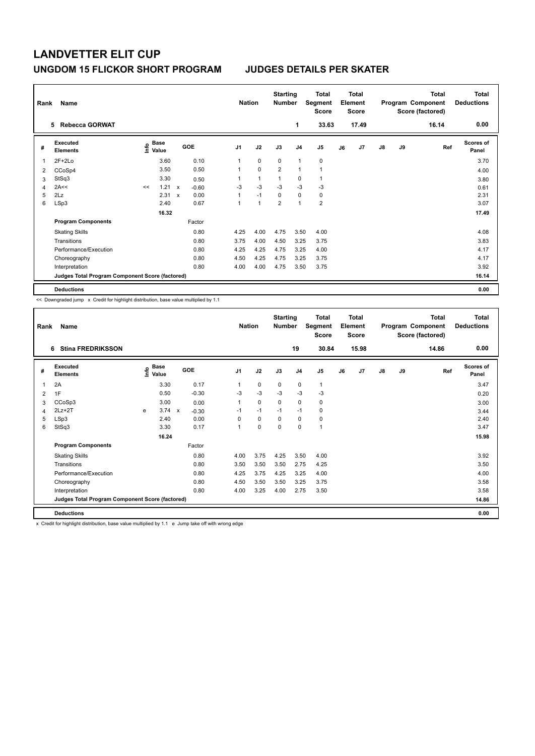# LANDVETTER ELIT CUP

## UNGDOM 15 FLICKOR SHORT PROGRAM — JUDGES DETAILS PER SKATER

| Rank | Name | Nation | Starting Number | Total Segment Score | Total Element Score | Total Program Component Score (factored) | Total Deductions |
|---|---|---|---|---|---|---|---|
| 5 | Rebecca GORWAT | | 1 | 33.63 | 17.49 | 16.14 | 0.00 |

| # | Executed Elements | Info | Base Value | | GOE | J1 | J2 | J3 | J4 | J5 | J6 | J7 | J8 | J9 | Ref | Scores of Panel |
|---|---|---|---|---|---|---|---|---|---|---|---|---|---|---|---|---|
| 1 | 2F+2Lo | | 3.60 | | 0.10 | 1 | 0 | 0 | 1 | 0 | | | | | | 3.70 |
| 2 | CCoSp4 | | 3.50 | | 0.50 | 1 | 0 | 2 | 1 | 1 | | | | | | 4.00 |
| 3 | StSq3 | | 3.30 | | 0.50 | 1 | 1 | 1 | 0 | 1 | | | | | | 3.80 |
| 4 | 2A<< | << | 1.21 | x | -0.60 | -3 | -3 | -3 | -3 | -3 | | | | | | 0.61 |
| 5 | 2Lz | | 2.31 | x | 0.00 | 1 | -1 | 0 | 0 | 0 | | | | | | 2.31 |
| 6 | LSp3 | | 2.40 | | 0.67 | 1 | 1 | 2 | 1 | 2 | | | | | | 3.07 |
| | | | 16.32 | | | | | | | | | | | | | 17.49 |
| | **Program Components** | | | | Factor | | | | | | | | | | | |
| | Skating Skills | | | | 0.80 | 4.25 | 4.00 | 4.75 | 3.50 | 4.00 | | | | | | 4.08 |
| | Transitions | | | | 0.80 | 3.75 | 4.00 | 4.50 | 3.25 | 3.75 | | | | | | 3.83 |
| | Performance/Execution | | | | 0.80 | 4.25 | 4.25 | 4.75 | 3.25 | 4.00 | | | | | | 4.17 |
| | Choreography | | | | 0.80 | 4.50 | 4.25 | 4.75 | 3.25 | 3.75 | | | | | | 4.17 |
| | Interpretation | | | | 0.80 | 4.00 | 4.00 | 4.75 | 3.50 | 3.75 | | | | | | 3.92 |
| | **Judges Total Program Component Score (factored)** | | | | | | | | | | | | | | | 16.14 |
| | **Deductions** | | | | | | | | | | | | | | | 0.00 |

<< Downgraded jump x Credit for highlight distribution, base value multiplied by 1.1

| Rank | Name | Nation | Starting Number | Total Segment Score | Total Element Score | Total Program Component Score (factored) | Total Deductions |
|---|---|---|---|---|---|---|---|
| 6 | Stina FREDRIKSSON | | 19 | 30.84 | 15.98 | 14.86 | 0.00 |

| # | Executed Elements | Info | Base Value | | GOE | J1 | J2 | J3 | J4 | J5 | J6 | J7 | J8 | J9 | Ref | Scores of Panel |
|---|---|---|---|---|---|---|---|---|---|---|---|---|---|---|---|---|
| 1 | 2A | | 3.30 | | 0.17 | 1 | 0 | 0 | 0 | 1 | | | | | | 3.47 |
| 2 | 1F | | 0.50 | | -0.30 | -3 | -3 | -3 | -3 | -3 | | | | | | 0.20 |
| 3 | CCoSp3 | | 3.00 | | 0.00 | 1 | 0 | 0 | 0 | 0 | | | | | | 3.00 |
| 4 | 2Lz+2T | e | 3.74 | x | -0.30 | -1 | -1 | -1 | -1 | 0 | | | | | | 3.44 |
| 5 | LSp3 | | 2.40 | | 0.00 | 0 | 0 | 0 | 0 | 0 | | | | | | 2.40 |
| 6 | StSq3 | | 3.30 | | 0.17 | 1 | 0 | 0 | 0 | 1 | | | | | | 3.47 |
| | | | 16.24 | | | | | | | | | | | | | 15.98 |
| | **Program Components** | | | | Factor | | | | | | | | | | | |
| | Skating Skills | | | | 0.80 | 4.00 | 3.75 | 4.25 | 3.50 | 4.00 | | | | | | 3.92 |
| | Transitions | | | | 0.80 | 3.50 | 3.50 | 3.50 | 2.75 | 4.25 | | | | | | 3.50 |
| | Performance/Execution | | | | 0.80 | 4.25 | 3.75 | 4.25 | 3.25 | 4.00 | | | | | | 4.00 |
| | Choreography | | | | 0.80 | 4.50 | 3.50 | 3.50 | 3.25 | 3.75 | | | | | | 3.58 |
| | Interpretation | | | | 0.80 | 4.00 | 3.25 | 4.00 | 2.75 | 3.50 | | | | | | 3.58 |
| | **Judges Total Program Component Score (factored)** | | | | | | | | | | | | | | | 14.86 |
| | **Deductions** | | | | | | | | | | | | | | | 0.00 |

x Credit for highlight distribution, base value multiplied by 1.1 e Jump take off with wrong edge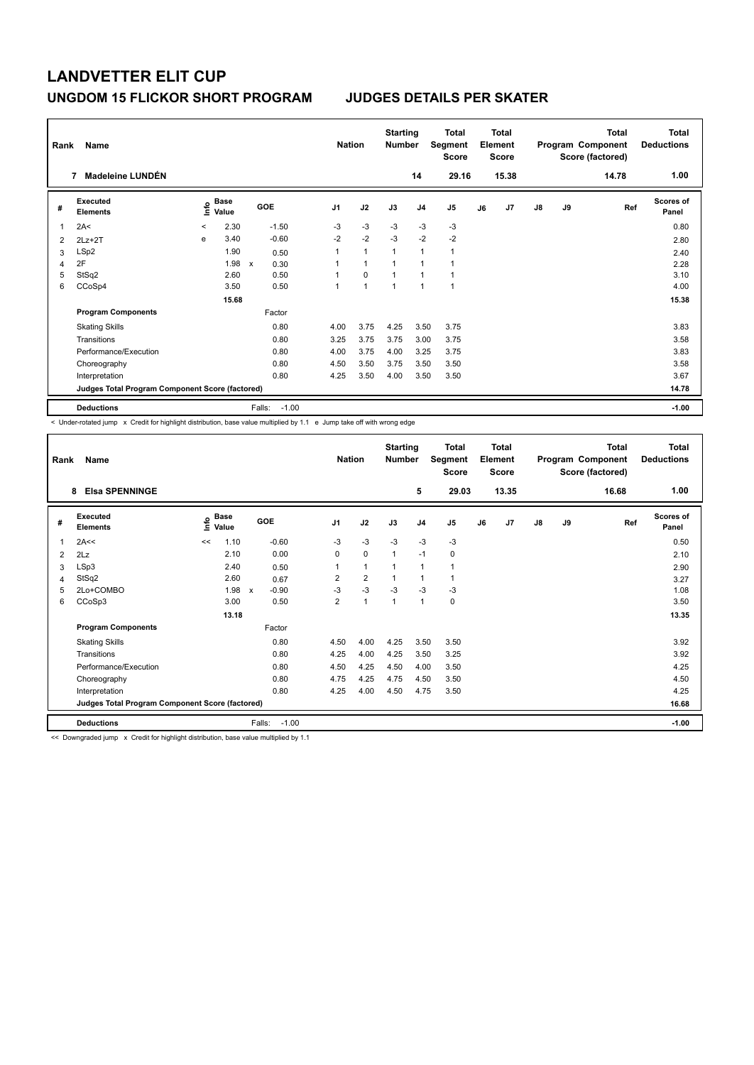# LANDVETTER ELIT CUP

## UNGDOM 15 FLICKOR SHORT PROGRAM JUDGES DETAILS PER SKATER

| Rank | Name | Nation | Starting Number | Total Segment Score | Total Element Score | Total Program Component Score (factored) | Total Deductions |
|---|---|---|---|---|---|---|---|
| 7 | Madeleine LUNDÉN | | 14 | 29.16 | 15.38 | 14.78 | 1.00 |

| # | Executed Elements | Info | Base Value | | GOE | J1 | J2 | J3 | J4 | J5 | J6 | J7 | J8 | J9 | Ref | Scores of Panel |
|---|---|---|---|---|---|---|---|---|---|---|---|---|---|---|---|---|
| 1 | 2A< | < | 2.30 | | -1.50 | -3 | -3 | -3 | -3 | -3 | | | | | | 0.80 |
| 2 | 2Lz+2T | e | 3.40 | | -0.60 | -2 | -2 | -3 | -2 | -2 | | | | | | 2.80 |
| 3 | LSp2 | | 1.90 | | 0.50 | 1 | 1 | 1 | 1 | 1 | | | | | | 2.40 |
| 4 | 2F | | 1.98 | x | 0.30 | 1 | 1 | 1 | 1 | 1 | | | | | | 2.28 |
| 5 | StSq2 | | 2.60 | | 0.50 | 1 | 0 | 1 | 1 | 1 | | | | | | 3.10 |
| 6 | CCoSp4 | | 3.50 | | 0.50 | 1 | 1 | 1 | 1 | 1 | | | | | | 4.00 |
| | | | 15.68 | | | | | | | | | | | | | 15.38 |
| | **Program Components** | | | | Factor | | | | | | | | | | | |
| | Skating Skills | | | | 0.80 | 4.00 | 3.75 | 4.25 | 3.50 | 3.75 | | | | | | 3.83 |
| | Transitions | | | | 0.80 | 3.25 | 3.75 | 3.75 | 3.00 | 3.75 | | | | | | 3.58 |
| | Performance/Execution | | | | 0.80 | 4.00 | 3.75 | 4.00 | 3.25 | 3.75 | | | | | | 3.83 |
| | Choreography | | | | 0.80 | 4.50 | 3.50 | 3.75 | 3.50 | 3.50 | | | | | | 3.58 |
| | Interpretation | | | | 0.80 | 4.25 | 3.50 | 4.00 | 3.50 | 3.50 | | | | | | 3.67 |
| | **Judges Total Program Component Score (factored)** | | | | | | | | | | | | | | | 14.78 |
| | **Deductions** | | | | Falls: -1.00 | | | | | | | | | | | -1.00 |

< Under-rotated jump x Credit for highlight distribution, base value multiplied by 1.1 e Jump take off with wrong edge

| Rank | Name | Nation | Starting Number | Total Segment Score | Total Element Score | Total Program Component Score (factored) | Total Deductions |
|---|---|---|---|---|---|---|---|
| 8 | Elsa SPENNINGE | | 5 | 29.03 | 13.35 | 16.68 | 1.00 |

| # | Executed Elements | Info | Base Value | | GOE | J1 | J2 | J3 | J4 | J5 | J6 | J7 | J8 | J9 | Ref | Scores of Panel |
|---|---|---|---|---|---|---|---|---|---|---|---|---|---|---|---|---|
| 1 | 2A<< | << | 1.10 | | -0.60 | -3 | -3 | -3 | -3 | -3 | | | | | | 0.50 |
| 2 | 2Lz | | 2.10 | | 0.00 | 0 | 0 | 1 | -1 | 0 | | | | | | 2.10 |
| 3 | LSp3 | | 2.40 | | 0.50 | 1 | 1 | 1 | 1 | 1 | | | | | | 2.90 |
| 4 | StSq2 | | 2.60 | | 0.67 | 2 | 2 | 1 | 1 | 1 | | | | | | 3.27 |
| 5 | 2Lo+COMBO | | 1.98 | x | -0.90 | -3 | -3 | -3 | -3 | -3 | | | | | | 1.08 |
| 6 | CCoSp3 | | 3.00 | | 0.50 | 2 | 1 | 1 | 1 | 0 | | | | | | 3.50 |
| | | | 13.18 | | | | | | | | | | | | | 13.35 |
| | **Program Components** | | | | Factor | | | | | | | | | | | |
| | Skating Skills | | | | 0.80 | 4.50 | 4.00 | 4.25 | 3.50 | 3.50 | | | | | | 3.92 |
| | Transitions | | | | 0.80 | 4.25 | 4.00 | 4.25 | 3.50 | 3.25 | | | | | | 3.92 |
| | Performance/Execution | | | | 0.80 | 4.50 | 4.25 | 4.50 | 4.00 | 3.50 | | | | | | 4.25 |
| | Choreography | | | | 0.80 | 4.75 | 4.25 | 4.75 | 4.50 | 3.50 | | | | | | 4.50 |
| | Interpretation | | | | 0.80 | 4.25 | 4.00 | 4.50 | 4.75 | 3.50 | | | | | | 4.25 |
| | **Judges Total Program Component Score (factored)** | | | | | | | | | | | | | | | 16.68 |
| | **Deductions** | | | | Falls: -1.00 | | | | | | | | | | | -1.00 |

<< Downgraded jump x Credit for highlight distribution, base value multiplied by 1.1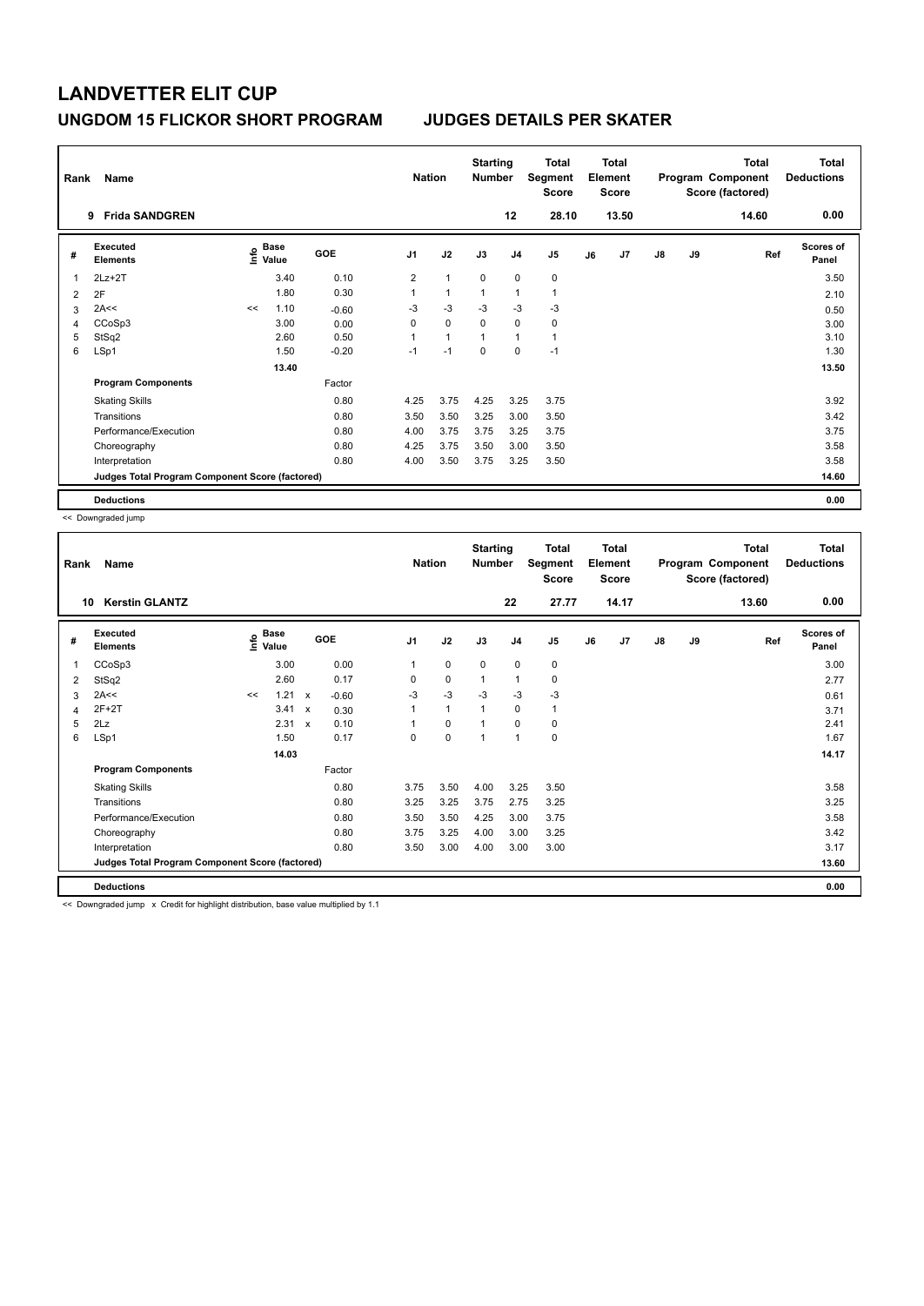# LANDVETTER ELIT CUP

## UNGDOM 15 FLICKOR SHORT PROGRAM — JUDGES DETAILS PER SKATER

| Rank | Name | Nation | Starting Number | Total Segment Score | Total Element Score | Total Program Component Score (factored) | Total Deductions |
|---|---|---|---|---|---|---|---|
| 9 | Frida SANDGREN | | 12 | 28.10 | 13.50 | 14.60 | 0.00 |

| # | Executed Elements | Info | Base Value | GOE | J1 | J2 | J3 | J4 | J5 | J6 | J7 | J8 | J9 | Ref | Scores of Panel |
|---|---|---|---|---|---|---|---|---|---|---|---|---|---|---|---|
| 1 | 2Lz+2T | | 3.40 | 0.10 | 2 | 1 | 0 | 0 | 0 | | | | | | 3.50 |
| 2 | 2F | | 1.80 | 0.30 | 1 | 1 | 1 | 1 | 1 | | | | | | 2.10 |
| 3 | 2A<< | << | 1.10 | -0.60 | -3 | -3 | -3 | -3 | -3 | | | | | | 0.50 |
| 4 | CCoSp3 | | 3.00 | 0.00 | 0 | 0 | 0 | 0 | 0 | | | | | | 3.00 |
| 5 | StSq2 | | 2.60 | 0.50 | 1 | 1 | 1 | 1 | 1 | | | | | | 3.10 |
| 6 | LSp1 | | 1.50 | -0.20 | -1 | -1 | 0 | 0 | -1 | | | | | | 1.30 |
| | | | 13.40 | | | | | | | | | | | | 13.50 |
| | **Program Components** | | | Factor | | | | | | | | | | | |
| | Skating Skills | | | 0.80 | 4.25 | 3.75 | 4.25 | 3.25 | 3.75 | | | | | | 3.92 |
| | Transitions | | | 0.80 | 3.50 | 3.50 | 3.25 | 3.00 | 3.50 | | | | | | 3.42 |
| | Performance/Execution | | | 0.80 | 4.00 | 3.75 | 3.75 | 3.25 | 3.75 | | | | | | 3.75 |
| | Choreography | | | 0.80 | 4.25 | 3.75 | 3.50 | 3.00 | 3.50 | | | | | | 3.58 |
| | Interpretation | | | 0.80 | 4.00 | 3.50 | 3.75 | 3.25 | 3.50 | | | | | | 3.58 |
| | Judges Total Program Component Score (factored) | | | | | | | | | | | | | | 14.60 |
| | **Deductions** | | | | | | | | | | | | | | 0.00 |

<< Downgraded jump

| Rank | Name | Nation | Starting Number | Total Segment Score | Total Element Score | Total Program Component Score (factored) | Total Deductions |
|---|---|---|---|---|---|---|---|
| 10 | Kerstin GLANTZ | | 22 | 27.77 | 14.17 | 13.60 | 0.00 |

| # | Executed Elements | Info | Base Value | GOE | J1 | J2 | J3 | J4 | J5 | J6 | J7 | J8 | J9 | Ref | Scores of Panel |
|---|---|---|---|---|---|---|---|---|---|---|---|---|---|---|---|
| 1 | CCoSp3 | | 3.00 | 0.00 | 1 | 0 | 0 | 0 | 0 | | | | | | 3.00 |
| 2 | StSq2 | | 2.60 | 0.17 | 0 | 0 | 1 | 1 | 0 | | | | | | 2.77 |
| 3 | 2A<< | << | 1.21 x | -0.60 | -3 | -3 | -3 | -3 | -3 | | | | | | 0.61 |
| 4 | 2F+2T | | 3.41 x | 0.30 | 1 | 1 | 1 | 0 | 1 | | | | | | 3.71 |
| 5 | 2Lz | | 2.31 x | 0.10 | 1 | 0 | 1 | 0 | 0 | | | | | | 2.41 |
| 6 | LSp1 | | 1.50 | 0.17 | 0 | 0 | 1 | 1 | 0 | | | | | | 1.67 |
| | | | 14.03 | | | | | | | | | | | | 14.17 |
| | **Program Components** | | | Factor | | | | | | | | | | | |
| | Skating Skills | | | 0.80 | 3.75 | 3.50 | 4.00 | 3.25 | 3.50 | | | | | | 3.58 |
| | Transitions | | | 0.80 | 3.25 | 3.25 | 3.75 | 2.75 | 3.25 | | | | | | 3.25 |
| | Performance/Execution | | | 0.80 | 3.50 | 3.50 | 4.25 | 3.00 | 3.75 | | | | | | 3.58 |
| | Choreography | | | 0.80 | 3.75 | 3.25 | 4.00 | 3.00 | 3.25 | | | | | | 3.42 |
| | Interpretation | | | 0.80 | 3.50 | 3.00 | 4.00 | 3.00 | 3.00 | | | | | | 3.17 |
| | Judges Total Program Component Score (factored) | | | | | | | | | | | | | | 13.60 |
| | **Deductions** | | | | | | | | | | | | | | 0.00 |

<< Downgraded jump x Credit for highlight distribution, base value multiplied by 1.1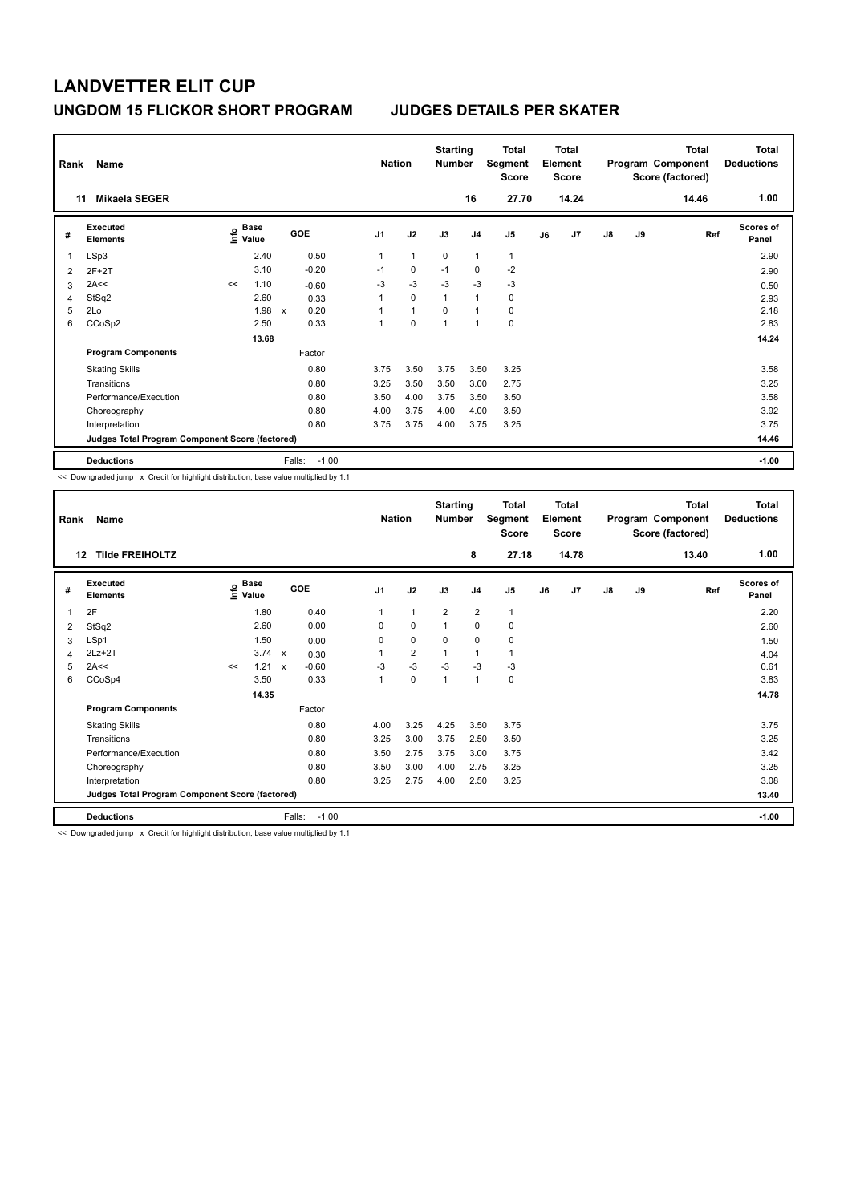# LANDVETTER ELIT CUP

## UNGDOM 15 FLICKOR SHORT PROGRAM JUDGES DETAILS PER SKATER

| Rank | Name | Nation | Starting Number | Total Segment Score | Total Element Score | Total Program Component Score (factored) | Total Deductions |
|---|---|---|---|---|---|---|---|
| 11 | Mikaela SEGER | | 16 | 27.70 | 14.24 | 14.46 | 1.00 |

| # | Executed Elements | Info | Base Value | | GOE | J1 | J2 | J3 | J4 | J5 | J6 | J7 | J8 | J9 | Ref | Scores of Panel |
|---|---|---|---|---|---|---|---|---|---|---|---|---|---|---|---|---|
| 1 | LSp3 | | 2.40 | | 0.50 | 1 | 1 | 0 | 1 | 1 | | | | | | 2.90 |
| 2 | 2F+2T | | 3.10 | | -0.20 | -1 | 0 | -1 | 0 | -2 | | | | | | 2.90 |
| 3 | 2A<< | << | 1.10 | | -0.60 | -3 | -3 | -3 | -3 | -3 | | | | | | 0.50 |
| 4 | StSq2 | | 2.60 | | 0.33 | 1 | 0 | 1 | 1 | 0 | | | | | | 2.93 |
| 5 | 2Lo | | 1.98 | x | 0.20 | 1 | 1 | 0 | 1 | 0 | | | | | | 2.18 |
| 6 | CCoSp2 | | 2.50 | | 0.33 | 1 | 0 | 1 | 1 | 0 | | | | | | 2.83 |
| | | | 13.68 | | | | | | | | | | | | | 14.24 |
| | **Program Components** | | | | Factor | | | | | | | | | | | |
| | Skating Skills | | | | 0.80 | 3.75 | 3.50 | 3.75 | 3.50 | 3.25 | | | | | | 3.58 |
| | Transitions | | | | 0.80 | 3.25 | 3.50 | 3.50 | 3.00 | 2.75 | | | | | | 3.25 |
| | Performance/Execution | | | | 0.80 | 3.50 | 4.00 | 3.75 | 3.50 | 3.50 | | | | | | 3.58 |
| | Choreography | | | | 0.80 | 4.00 | 3.75 | 4.00 | 4.00 | 3.50 | | | | | | 3.92 |
| | Interpretation | | | | 0.80 | 3.75 | 3.75 | 4.00 | 3.75 | 3.25 | | | | | | 3.75 |
| | **Judges Total Program Component Score (factored)** | | | | | | | | | | | | | | | 14.46 |
| | **Deductions** | | | | Falls: -1.00 | | | | | | | | | | | -1.00 |

<< Downgraded jump x Credit for highlight distribution, base value multiplied by 1.1

| Rank | Name | Nation | Starting Number | Total Segment Score | Total Element Score | Total Program Component Score (factored) | Total Deductions |
|---|---|---|---|---|---|---|---|
| 12 | Tilde FREIHOLTZ | | 8 | 27.18 | 14.78 | 13.40 | 1.00 |

| # | Executed Elements | Info | Base Value | | GOE | J1 | J2 | J3 | J4 | J5 | J6 | J7 | J8 | J9 | Ref | Scores of Panel |
|---|---|---|---|---|---|---|---|---|---|---|---|---|---|---|---|---|
| 1 | 2F | | 1.80 | | 0.40 | 1 | 1 | 2 | 2 | 1 | | | | | | 2.20 |
| 2 | StSq2 | | 2.60 | | 0.00 | 0 | 0 | 1 | 0 | 0 | | | | | | 2.60 |
| 3 | LSp1 | | 1.50 | | 0.00 | 0 | 0 | 0 | 0 | 0 | | | | | | 1.50 |
| 4 | 2Lz+2T | | 3.74 | x | 0.30 | 1 | 2 | 1 | 1 | 1 | | | | | | 4.04 |
| 5 | 2A<< | << | 1.21 | x | -0.60 | -3 | -3 | -3 | -3 | -3 | | | | | | 0.61 |
| 6 | CCoSp4 | | 3.50 | | 0.33 | 1 | 0 | 1 | 1 | 0 | | | | | | 3.83 |
| | | | 14.35 | | | | | | | | | | | | | 14.78 |
| | **Program Components** | | | | Factor | | | | | | | | | | | |
| | Skating Skills | | | | 0.80 | 4.00 | 3.25 | 4.25 | 3.50 | 3.75 | | | | | | 3.75 |
| | Transitions | | | | 0.80 | 3.25 | 3.00 | 3.75 | 2.50 | 3.50 | | | | | | 3.25 |
| | Performance/Execution | | | | 0.80 | 3.50 | 2.75 | 3.75 | 3.00 | 3.75 | | | | | | 3.42 |
| | Choreography | | | | 0.80 | 3.50 | 3.00 | 4.00 | 2.75 | 3.25 | | | | | | 3.25 |
| | Interpretation | | | | 0.80 | 3.25 | 2.75 | 4.00 | 2.50 | 3.25 | | | | | | 3.08 |
| | **Judges Total Program Component Score (factored)** | | | | | | | | | | | | | | | 13.40 |
| | **Deductions** | | | | Falls: -1.00 | | | | | | | | | | | -1.00 |

<< Downgraded jump x Credit for highlight distribution, base value multiplied by 1.1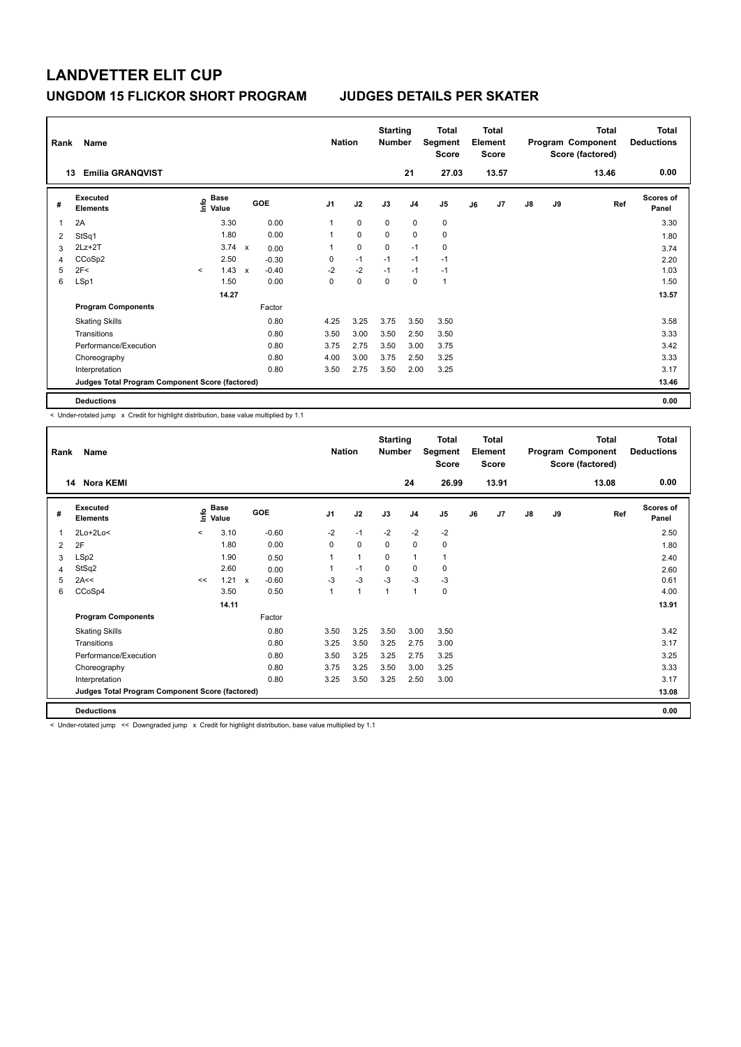# LANDVETTER ELIT CUP

## UNGDOM 15 FLICKOR SHORT PROGRAM JUDGES DETAILS PER SKATER

| Rank | Name | Nation | Starting Number | Total Segment Score | Total Element Score | Total Program Component Score (factored) | Total Deductions |
|---|---|---|---|---|---|---|---|
| 13 | Emilia GRANQVIST | | 21 | 27.03 | 13.57 | 13.46 | 0.00 |

| # | Executed Elements | Info | Base Value | | GOE | J1 | J2 | J3 | J4 | J5 | J6 | J7 | J8 | J9 | Ref | Scores of Panel |
|---|---|---|---|---|---|---|---|---|---|---|---|---|---|---|---|---|
| 1 | 2A | | 3.30 | | 0.00 | 1 | 0 | 0 | 0 | 0 | | | | | | 3.30 |
| 2 | StSq1 | | 1.80 | | 0.00 | 1 | 0 | 0 | 0 | 0 | | | | | | 1.80 |
| 3 | 2Lz+2T | | 3.74 | x | 0.00 | 1 | 0 | 0 | -1 | 0 | | | | | | 3.74 |
| 4 | CCoSp2 | | 2.50 | | -0.30 | 0 | -1 | -1 | -1 | -1 | | | | | | 2.20 |
| 5 | 2F< | < | 1.43 | x | -0.40 | -2 | -2 | -1 | -1 | -1 | | | | | | 1.03 |
| 6 | LSp1 | | 1.50 | | 0.00 | 0 | 0 | 0 | 0 | 1 | | | | | | 1.50 |
| | | | 14.27 | | | | | | | | | | | | | 13.57 |
| | **Program Components** | | | | Factor | | | | | | | | | | | |
| | Skating Skills | | | | 0.80 | 4.25 | 3.25 | 3.75 | 3.50 | 3.50 | | | | | | 3.58 |
| | Transitions | | | | 0.80 | 3.50 | 3.00 | 3.50 | 2.50 | 3.50 | | | | | | 3.33 |
| | Performance/Execution | | | | 0.80 | 3.75 | 2.75 | 3.50 | 3.00 | 3.75 | | | | | | 3.42 |
| | Choreography | | | | 0.80 | 4.00 | 3.00 | 3.75 | 2.50 | 3.25 | | | | | | 3.33 |
| | Interpretation | | | | 0.80 | 3.50 | 2.75 | 3.50 | 2.00 | 3.25 | | | | | | 3.17 |
| | **Judges Total Program Component Score (factored)** | | | | | | | | | | | | | | | 13.46 |
| | **Deductions** | | | | | | | | | | | | | | | 0.00 |

< Under-rotated jump x Credit for highlight distribution, base value multiplied by 1.1

| Rank | Name | Nation | Starting Number | Total Segment Score | Total Element Score | Total Program Component Score (factored) | Total Deductions |
|---|---|---|---|---|---|---|---|
| 14 | Nora KEMI | | 24 | 26.99 | 13.91 | 13.08 | 0.00 |

| # | Executed Elements | Info | Base Value | | GOE | J1 | J2 | J3 | J4 | J5 | J6 | J7 | J8 | J9 | Ref | Scores of Panel |
|---|---|---|---|---|---|---|---|---|---|---|---|---|---|---|---|---|
| 1 | 2Lo+2Lo< | < | 3.10 | | -0.60 | -2 | -1 | -2 | -2 | -2 | | | | | | 2.50 |
| 2 | 2F | | 1.80 | | 0.00 | 0 | 0 | 0 | 0 | 0 | | | | | | 1.80 |
| 3 | LSp2 | | 1.90 | | 0.50 | 1 | 1 | 0 | 1 | 1 | | | | | | 2.40 |
| 4 | StSq2 | | 2.60 | | 0.00 | 1 | -1 | 0 | 0 | 0 | | | | | | 2.60 |
| 5 | 2A<< | << | 1.21 | x | -0.60 | -3 | -3 | -3 | -3 | -3 | | | | | | 0.61 |
| 6 | CCoSp4 | | 3.50 | | 0.50 | 1 | 1 | 1 | 1 | 0 | | | | | | 4.00 |
| | | | 14.11 | | | | | | | | | | | | | 13.91 |
| | **Program Components** | | | | Factor | | | | | | | | | | | |
| | Skating Skills | | | | 0.80 | 3.50 | 3.25 | 3.50 | 3.00 | 3.50 | | | | | | 3.42 |
| | Transitions | | | | 0.80 | 3.25 | 3.50 | 3.25 | 2.75 | 3.00 | | | | | | 3.17 |
| | Performance/Execution | | | | 0.80 | 3.50 | 3.25 | 3.25 | 2.75 | 3.25 | | | | | | 3.25 |
| | Choreography | | | | 0.80 | 3.75 | 3.25 | 3.50 | 3.00 | 3.25 | | | | | | 3.33 |
| | Interpretation | | | | 0.80 | 3.25 | 3.50 | 3.25 | 2.50 | 3.00 | | | | | | 3.17 |
| | **Judges Total Program Component Score (factored)** | | | | | | | | | | | | | | | 13.08 |
| | **Deductions** | | | | | | | | | | | | | | | 0.00 |

< Under-rotated jump << Downgraded jump x Credit for highlight distribution, base value multiplied by 1.1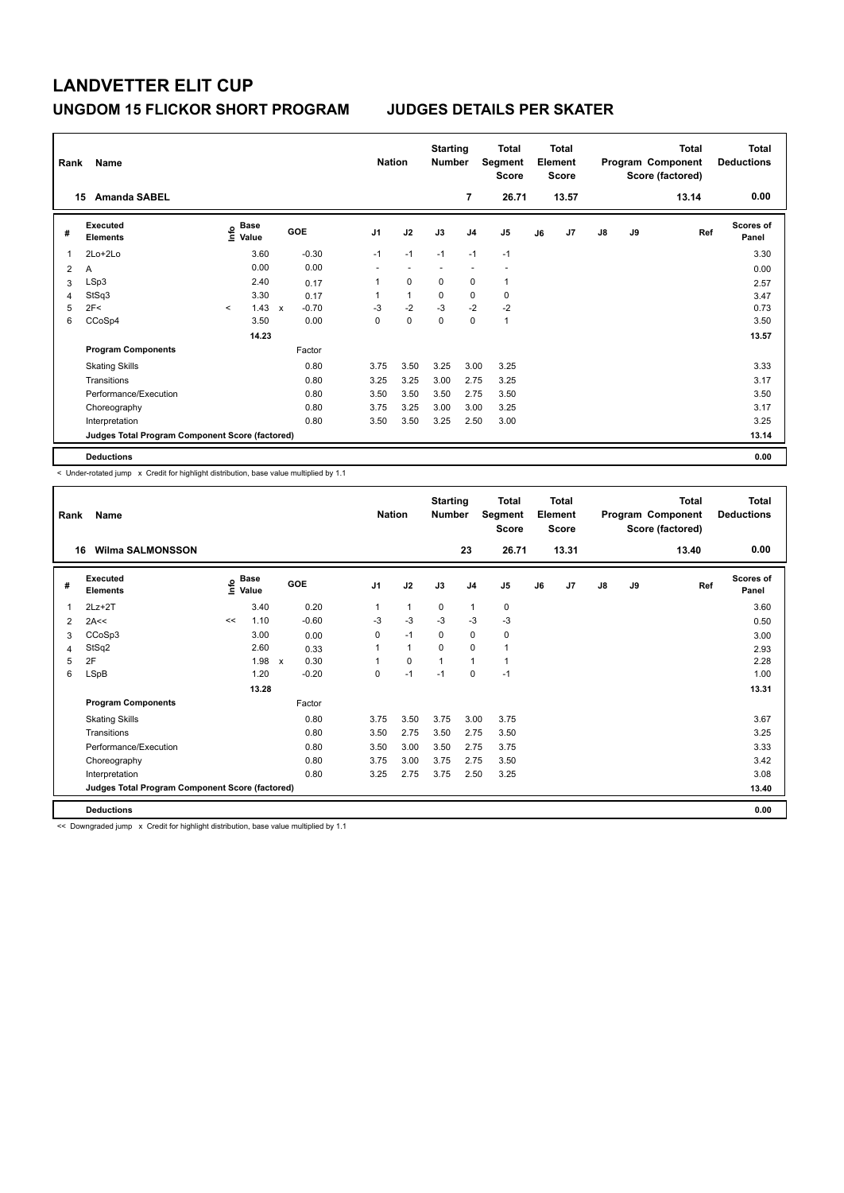# LANDVETTER ELIT CUP

## UNGDOM 15 FLICKOR SHORT PROGRAM JUDGES DETAILS PER SKATER

| Rank | Name | Nation | Starting Number | Total Segment Score | Total Element Score | Total Program Component Score (factored) | Total Deductions |
|---|---|---|---|---|---|---|---|
| 15 | Amanda SABEL | | 7 | 26.71 | 13.57 | 13.14 | 0.00 |

| # | Executed Elements | Info | Base Value | | GOE | J1 | J2 | J3 | J4 | J5 | J6 | J7 | J8 | J9 | Ref | Scores of Panel |
|---|---|---|---|---|---|---|---|---|---|---|---|---|---|---|---|---|
| 1 | 2Lo+2Lo | | 3.60 | | -0.30 | -1 | -1 | -1 | -1 | -1 | | | | | | 3.30 |
| 2 | A | | 0.00 | | 0.00 | - | - | - | - | - | | | | | | 0.00 |
| 3 | LSp3 | | 2.40 | | 0.17 | 1 | 0 | 0 | 0 | 1 | | | | | | 2.57 |
| 4 | StSq3 | | 3.30 | | 0.17 | 1 | 1 | 0 | 0 | 0 | | | | | | 3.47 |
| 5 | 2F< | < | 1.43 | x | -0.70 | -3 | -2 | -3 | -2 | -2 | | | | | | 0.73 |
| 6 | CCoSp4 | | 3.50 | | 0.00 | 0 | 0 | 0 | 0 | 1 | | | | | | 3.50 |
| | | | 14.23 | | | | | | | | | | | | | 13.57 |
| | **Program Components** | | | | Factor | | | | | | | | | | | |
| | Skating Skills | | | | 0.80 | 3.75 | 3.50 | 3.25 | 3.00 | 3.25 | | | | | | 3.33 |
| | Transitions | | | | 0.80 | 3.25 | 3.25 | 3.00 | 2.75 | 3.25 | | | | | | 3.17 |
| | Performance/Execution | | | | 0.80 | 3.50 | 3.50 | 3.50 | 2.75 | 3.50 | | | | | | 3.50 |
| | Choreography | | | | 0.80 | 3.75 | 3.25 | 3.00 | 3.00 | 3.25 | | | | | | 3.17 |
| | Interpretation | | | | 0.80 | 3.50 | 3.50 | 3.25 | 2.50 | 3.00 | | | | | | 3.25 |
| | **Judges Total Program Component Score (factored)** | | | | | | | | | | | | | | | 13.14 |
| | **Deductions** | | | | | | | | | | | | | | | 0.00 |

< Under-rotated jump x Credit for highlight distribution, base value multiplied by 1.1

| Rank | Name | Nation | Starting Number | Total Segment Score | Total Element Score | Total Program Component Score (factored) | Total Deductions |
|---|---|---|---|---|---|---|---|
| 16 | Wilma SALMONSSON | | 23 | 26.71 | 13.31 | 13.40 | 0.00 |

| # | Executed Elements | Info | Base Value | | GOE | J1 | J2 | J3 | J4 | J5 | J6 | J7 | J8 | J9 | Ref | Scores of Panel |
|---|---|---|---|---|---|---|---|---|---|---|---|---|---|---|---|---|
| 1 | 2Lz+2T | | 3.40 | | 0.20 | 1 | 1 | 0 | 1 | 0 | | | | | | 3.60 |
| 2 | 2A<< | << | 1.10 | | -0.60 | -3 | -3 | -3 | -3 | -3 | | | | | | 0.50 |
| 3 | CCoSp3 | | 3.00 | | 0.00 | 0 | -1 | 0 | 0 | 0 | | | | | | 3.00 |
| 4 | StSq2 | | 2.60 | | 0.33 | 1 | 1 | 0 | 0 | 1 | | | | | | 2.93 |
| 5 | 2F | | 1.98 | x | 0.30 | 1 | 0 | 1 | 1 | 1 | | | | | | 2.28 |
| 6 | LSpB | | 1.20 | | -0.20 | 0 | -1 | -1 | 0 | -1 | | | | | | 1.00 |
| | | | 13.28 | | | | | | | | | | | | | 13.31 |
| | **Program Components** | | | | Factor | | | | | | | | | | | |
| | Skating Skills | | | | 0.80 | 3.75 | 3.50 | 3.75 | 3.00 | 3.75 | | | | | | 3.67 |
| | Transitions | | | | 0.80 | 3.50 | 2.75 | 3.50 | 2.75 | 3.50 | | | | | | 3.25 |
| | Performance/Execution | | | | 0.80 | 3.50 | 3.00 | 3.50 | 2.75 | 3.75 | | | | | | 3.33 |
| | Choreography | | | | 0.80 | 3.75 | 3.00 | 3.75 | 2.75 | 3.50 | | | | | | 3.42 |
| | Interpretation | | | | 0.80 | 3.25 | 2.75 | 3.75 | 2.50 | 3.25 | | | | | | 3.08 |
| | **Judges Total Program Component Score (factored)** | | | | | | | | | | | | | | | 13.40 |
| | **Deductions** | | | | | | | | | | | | | | | 0.00 |

<< Downgraded jump x Credit for highlight distribution, base value multiplied by 1.1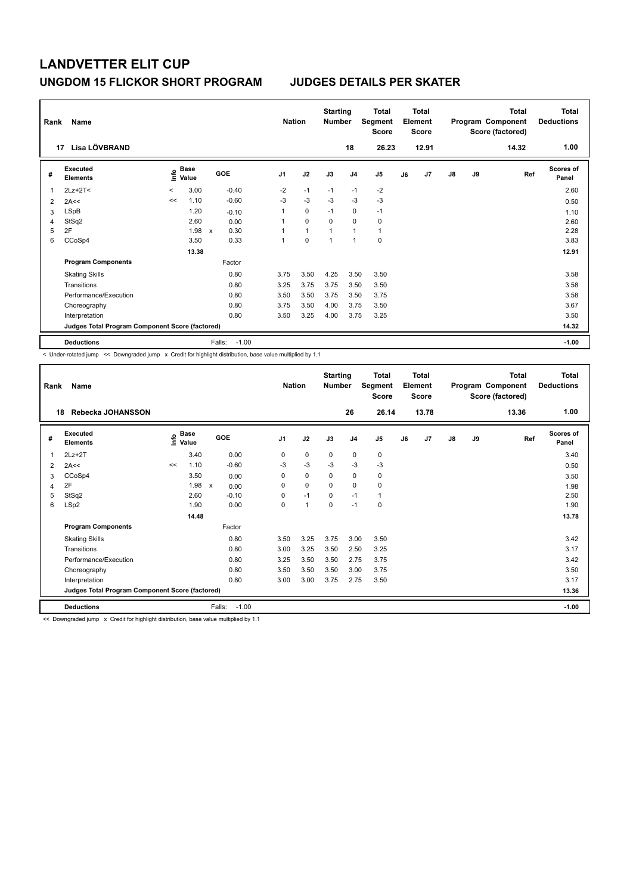# LANDVETTER ELIT CUP

## UNGDOM 15 FLICKOR SHORT PROGRAM JUDGES DETAILS PER SKATER

| Rank | Name | Nation | Starting Number | Total Segment Score | Total Element Score | Total Program Component Score (factored) | Total Deductions |
|---|---|---|---|---|---|---|---|
| 17 | Lisa LÖVBRAND | | 18 | 26.23 | 12.91 | 14.32 | 1.00 |

| # | Executed Elements | Info | Base Value | | GOE | J1 | J2 | J3 | J4 | J5 | J6 | J7 | J8 | J9 | Ref | Scores of Panel |
|---|---|---|---|---|---|---|---|---|---|---|---|---|---|---|---|---|
| 1 | 2Lz+2T< | < | 3.00 | | -0.40 | -2 | -1 | -1 | -1 | -2 | | | | | | 2.60 |
| 2 | 2A<< | << | 1.10 | | -0.60 | -3 | -3 | -3 | -3 | -3 | | | | | | 0.50 |
| 3 | LSpB | | 1.20 | | -0.10 | 1 | 0 | -1 | 0 | -1 | | | | | | 1.10 |
| 4 | StSq2 | | 2.60 | | 0.00 | 1 | 0 | 0 | 0 | 0 | | | | | | 2.60 |
| 5 | 2F | | 1.98 | x | 0.30 | 1 | 1 | 1 | 1 | 1 | | | | | | 2.28 |
| 6 | CCoSp4 | | 3.50 | | 0.33 | 1 | 0 | 1 | 1 | 0 | | | | | | 3.83 |
| | | | 13.38 | | | | | | | | | | | | | 12.91 |
| | **Program Components** | | | | Factor | | | | | | | | | | | |
| | Skating Skills | | | | 0.80 | 3.75 | 3.50 | 4.25 | 3.50 | 3.50 | | | | | | 3.58 |
| | Transitions | | | | 0.80 | 3.25 | 3.75 | 3.75 | 3.50 | 3.50 | | | | | | 3.58 |
| | Performance/Execution | | | | 0.80 | 3.50 | 3.50 | 3.75 | 3.50 | 3.75 | | | | | | 3.58 |
| | Choreography | | | | 0.80 | 3.75 | 3.50 | 4.00 | 3.75 | 3.50 | | | | | | 3.67 |
| | Interpretation | | | | 0.80 | 3.50 | 3.25 | 4.00 | 3.75 | 3.25 | | | | | | 3.50 |
| | **Judges Total Program Component Score (factored)** | | | | | | | | | | | | | | | 14.32 |
| | **Deductions** | | | | Falls: -1.00 | | | | | | | | | | | -1.00 |

< Under-rotated jump << Downgraded jump x Credit for highlight distribution, base value multiplied by 1.1

| Rank | Name | Nation | Starting Number | Total Segment Score | Total Element Score | Total Program Component Score (factored) | Total Deductions |
|---|---|---|---|---|---|---|---|
| 18 | Rebecka JOHANSSON | | 26 | 26.14 | 13.78 | 13.36 | 1.00 |

| # | Executed Elements | Info | Base Value | | GOE | J1 | J2 | J3 | J4 | J5 | J6 | J7 | J8 | J9 | Ref | Scores of Panel |
|---|---|---|---|---|---|---|---|---|---|---|---|---|---|---|---|---|
| 1 | 2Lz+2T | | 3.40 | | 0.00 | 0 | 0 | 0 | 0 | 0 | | | | | | 3.40 |
| 2 | 2A<< | << | 1.10 | | -0.60 | -3 | -3 | -3 | -3 | -3 | | | | | | 0.50 |
| 3 | CCoSp4 | | 3.50 | | 0.00 | 0 | 0 | 0 | 0 | 0 | | | | | | 3.50 |
| 4 | 2F | | 1.98 | x | 0.00 | 0 | 0 | 0 | 0 | 0 | | | | | | 1.98 |
| 5 | StSq2 | | 2.60 | | -0.10 | 0 | -1 | 0 | -1 | 1 | | | | | | 2.50 |
| 6 | LSp2 | | 1.90 | | 0.00 | 0 | 1 | 0 | -1 | 0 | | | | | | 1.90 |
| | | | 14.48 | | | | | | | | | | | | | 13.78 |
| | **Program Components** | | | | Factor | | | | | | | | | | | |
| | Skating Skills | | | | 0.80 | 3.50 | 3.25 | 3.75 | 3.00 | 3.50 | | | | | | 3.42 |
| | Transitions | | | | 0.80 | 3.00 | 3.25 | 3.50 | 2.50 | 3.25 | | | | | | 3.17 |
| | Performance/Execution | | | | 0.80 | 3.25 | 3.50 | 3.50 | 2.75 | 3.75 | | | | | | 3.42 |
| | Choreography | | | | 0.80 | 3.50 | 3.50 | 3.50 | 3.00 | 3.75 | | | | | | 3.50 |
| | Interpretation | | | | 0.80 | 3.00 | 3.00 | 3.75 | 2.75 | 3.50 | | | | | | 3.17 |
| | **Judges Total Program Component Score (factored)** | | | | | | | | | | | | | | | 13.36 |
| | **Deductions** | | | | Falls: -1.00 | | | | | | | | | | | -1.00 |

<< Downgraded jump x Credit for highlight distribution, base value multiplied by 1.1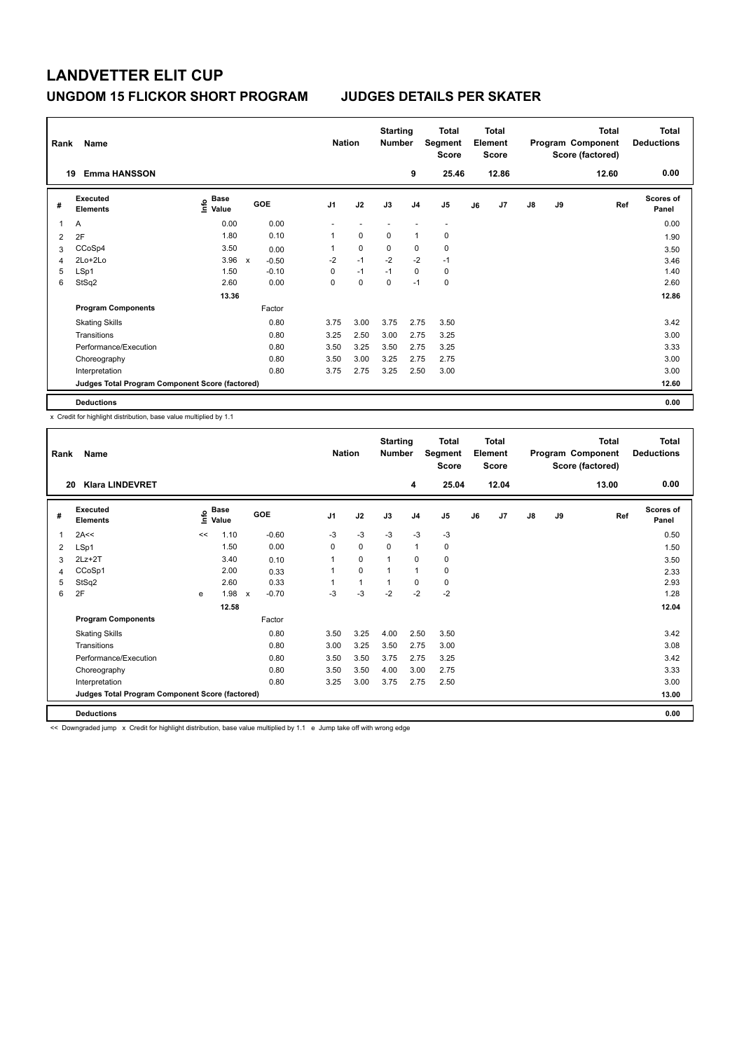# LANDVETTER ELIT CUP

## UNGDOM 15 FLICKOR SHORT PROGRAM JUDGES DETAILS PER SKATER

| Rank | Name | Nation | Starting Number | Total Segment Score | Total Element Score | Total Program Component Score (factored) | Total Deductions |
|---|---|---|---|---|---|---|---|
| 19 | Emma HANSSON | | 9 | 25.46 | 12.86 | 12.60 | 0.00 |

| # | Executed Elements | Info | Base Value | | GOE | J1 | J2 | J3 | J4 | J5 | J6 | J7 | J8 | J9 | Ref | Scores of Panel |
|---|---|---|---|---|---|---|---|---|---|---|---|---|---|---|---|---|
| 1 | A | | 0.00 | | 0.00 | - | - | - | - | - | | | | | | 0.00 |
| 2 | 2F | | 1.80 | | 0.10 | 1 | 0 | 0 | 1 | 0 | | | | | | 1.90 |
| 3 | CCoSp4 | | 3.50 | | 0.00 | 1 | 0 | 0 | 0 | 0 | | | | | | 3.50 |
| 4 | 2Lo+2Lo | | 3.96 | x | -0.50 | -2 | -1 | -2 | -2 | -1 | | | | | | 3.46 |
| 5 | LSp1 | | 1.50 | | -0.10 | 0 | -1 | -1 | 0 | 0 | | | | | | 1.40 |
| 6 | StSq2 | | 2.60 | | 0.00 | 0 | 0 | 0 | -1 | 0 | | | | | | 2.60 |
| | | | 13.36 | | | | | | | | | | | | | 12.86 |
| | **Program Components** | | | | Factor | | | | | | | | | | | |
| | Skating Skills | | | | 0.80 | 3.75 | 3.00 | 3.75 | 2.75 | 3.50 | | | | | | 3.42 |
| | Transitions | | | | 0.80 | 3.25 | 2.50 | 3.00 | 2.75 | 3.25 | | | | | | 3.00 |
| | Performance/Execution | | | | 0.80 | 3.50 | 3.25 | 3.50 | 2.75 | 3.25 | | | | | | 3.33 |
| | Choreography | | | | 0.80 | 3.50 | 3.00 | 3.25 | 2.75 | 2.75 | | | | | | 3.00 |
| | Interpretation | | | | 0.80 | 3.75 | 2.75 | 3.25 | 2.50 | 3.00 | | | | | | 3.00 |
| | **Judges Total Program Component Score (factored)** | | | | | | | | | | | | | | | 12.60 |
| | **Deductions** | | | | | | | | | | | | | | | 0.00 |

x Credit for highlight distribution, base value multiplied by 1.1

| Rank | Name | Nation | Starting Number | Total Segment Score | Total Element Score | Total Program Component Score (factored) | Total Deductions |
|---|---|---|---|---|---|---|---|
| 20 | Klara LINDEVRET | | 4 | 25.04 | 12.04 | 13.00 | 0.00 |

| # | Executed Elements | Info | Base Value | | GOE | J1 | J2 | J3 | J4 | J5 | J6 | J7 | J8 | J9 | Ref | Scores of Panel |
|---|---|---|---|---|---|---|---|---|---|---|---|---|---|---|---|---|
| 1 | 2A<< | << | 1.10 | | -0.60 | -3 | -3 | -3 | -3 | -3 | | | | | | 0.50 |
| 2 | LSp1 | | 1.50 | | 0.00 | 0 | 0 | 0 | 1 | 0 | | | | | | 1.50 |
| 3 | 2Lz+2T | | 3.40 | | 0.10 | 1 | 0 | 1 | 0 | 0 | | | | | | 3.50 |
| 4 | CCoSp1 | | 2.00 | | 0.33 | 1 | 0 | 1 | 1 | 0 | | | | | | 2.33 |
| 5 | StSq2 | | 2.60 | | 0.33 | 1 | 1 | 1 | 0 | 0 | | | | | | 2.93 |
| 6 | 2F | e | 1.98 | x | -0.70 | -3 | -3 | -2 | -2 | -2 | | | | | | 1.28 |
| | | | 12.58 | | | | | | | | | | | | | 12.04 |
| | **Program Components** | | | | Factor | | | | | | | | | | | |
| | Skating Skills | | | | 0.80 | 3.50 | 3.25 | 4.00 | 2.50 | 3.50 | | | | | | 3.42 |
| | Transitions | | | | 0.80 | 3.00 | 3.25 | 3.50 | 2.75 | 3.00 | | | | | | 3.08 |
| | Performance/Execution | | | | 0.80 | 3.50 | 3.50 | 3.75 | 2.75 | 3.25 | | | | | | 3.42 |
| | Choreography | | | | 0.80 | 3.50 | 3.50 | 4.00 | 3.00 | 2.75 | | | | | | 3.33 |
| | Interpretation | | | | 0.80 | 3.25 | 3.00 | 3.75 | 2.75 | 2.50 | | | | | | 3.00 |
| | **Judges Total Program Component Score (factored)** | | | | | | | | | | | | | | | 13.00 |
| | **Deductions** | | | | | | | | | | | | | | | 0.00 |

<< Downgraded jump x Credit for highlight distribution, base value multiplied by 1.1 e Jump take off with wrong edge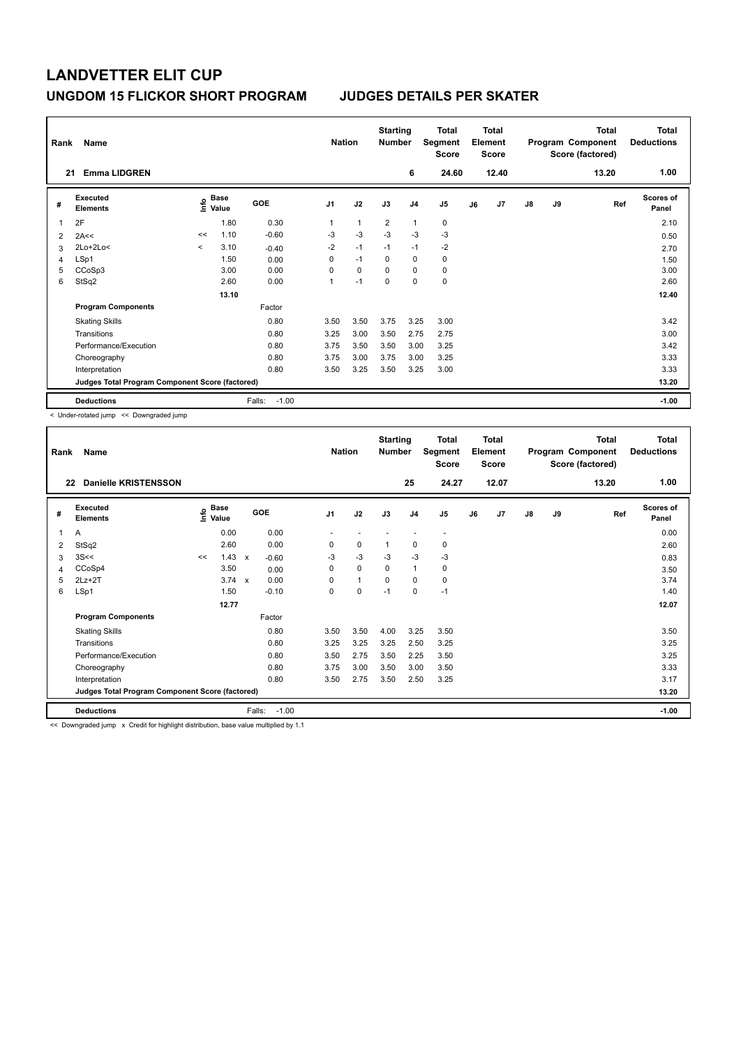# LANDVETTER ELIT CUP

## UNGDOM 15 FLICKOR SHORT PROGRAM JUDGES DETAILS PER SKATER

| Rank | Name | Nation | Starting Number | Total Segment Score | Total Element Score | Total Program Component Score (factored) | Total Deductions |
|---|---|---|---|---|---|---|---|
| 21 | Emma LIDGREN | | 6 | 24.60 | 12.40 | 13.20 | 1.00 |

| # | Executed Elements | Info | Base Value | | GOE | J1 | J2 | J3 | J4 | J5 | J6 | J7 | J8 | J9 | Ref | Scores of Panel |
|---|---|---|---|---|---|---|---|---|---|---|---|---|---|---|---|---|
| 1 | 2F | | 1.80 | | 0.30 | 1 | 1 | 2 | 1 | 0 | | | | | | 2.10 |
| 2 | 2A<< | << | 1.10 | | -0.60 | -3 | -3 | -3 | -3 | -3 | | | | | | 0.50 |
| 3 | 2Lo+2Lo< | < | 3.10 | | -0.40 | -2 | -1 | -1 | -1 | -2 | | | | | | 2.70 |
| 4 | LSp1 | | 1.50 | | 0.00 | 0 | -1 | 0 | 0 | 0 | | | | | | 1.50 |
| 5 | CCoSp3 | | 3.00 | | 0.00 | 0 | 0 | 0 | 0 | 0 | | | | | | 3.00 |
| 6 | StSq2 | | 2.60 | | 0.00 | 1 | -1 | 0 | 0 | 0 | | | | | | 2.60 |
| | | | 13.10 | | | | | | | | | | | | | 12.40 |
| | **Program Components** | | | | Factor | | | | | | | | | | | |
| | Skating Skills | | | | 0.80 | 3.50 | 3.50 | 3.75 | 3.25 | 3.00 | | | | | | 3.42 |
| | Transitions | | | | 0.80 | 3.25 | 3.00 | 3.50 | 2.75 | 2.75 | | | | | | 3.00 |
| | Performance/Execution | | | | 0.80 | 3.75 | 3.50 | 3.50 | 3.00 | 3.25 | | | | | | 3.42 |
| | Choreography | | | | 0.80 | 3.75 | 3.00 | 3.75 | 3.00 | 3.25 | | | | | | 3.33 |
| | Interpretation | | | | 0.80 | 3.50 | 3.25 | 3.50 | 3.25 | 3.00 | | | | | | 3.33 |
| | **Judges Total Program Component Score (factored)** | | | | | | | | | | | | | | | 13.20 |
| | **Deductions** | | | | Falls: -1.00 | | | | | | | | | | | -1.00 |

< Under-rotated jump << Downgraded jump

| Rank | Name | Nation | Starting Number | Total Segment Score | Total Element Score | Total Program Component Score (factored) | Total Deductions |
|---|---|---|---|---|---|---|---|
| 22 | Danielle KRISTENSSON | | 25 | 24.27 | 12.07 | 13.20 | 1.00 |

| # | Executed Elements | Info | Base Value | | GOE | J1 | J2 | J3 | J4 | J5 | J6 | J7 | J8 | J9 | Ref | Scores of Panel |
|---|---|---|---|---|---|---|---|---|---|---|---|---|---|---|---|---|
| 1 | A | | 0.00 | | 0.00 | - | - | - | - | - | | | | | | 0.00 |
| 2 | StSq2 | | 2.60 | | 0.00 | 0 | 0 | 1 | 0 | 0 | | | | | | 2.60 |
| 3 | 3S<< | << | 1.43 | x | -0.60 | -3 | -3 | -3 | -3 | -3 | | | | | | 0.83 |
| 4 | CCoSp4 | | 3.50 | | 0.00 | 0 | 0 | 0 | 1 | 0 | | | | | | 3.50 |
| 5 | 2Lz+2T | | 3.74 | x | 0.00 | 0 | 1 | 0 | 0 | 0 | | | | | | 3.74 |
| 6 | LSp1 | | 1.50 | | -0.10 | 0 | 0 | -1 | 0 | -1 | | | | | | 1.40 |
| | | | 12.77 | | | | | | | | | | | | | 12.07 |
| | **Program Components** | | | | Factor | | | | | | | | | | | |
| | Skating Skills | | | | 0.80 | 3.50 | 3.50 | 4.00 | 3.25 | 3.50 | | | | | | 3.50 |
| | Transitions | | | | 0.80 | 3.25 | 3.25 | 3.25 | 2.50 | 3.25 | | | | | | 3.25 |
| | Performance/Execution | | | | 0.80 | 3.50 | 2.75 | 3.50 | 2.25 | 3.50 | | | | | | 3.25 |
| | Choreography | | | | 0.80 | 3.75 | 3.00 | 3.50 | 3.00 | 3.50 | | | | | | 3.33 |
| | Interpretation | | | | 0.80 | 3.50 | 2.75 | 3.50 | 2.50 | 3.25 | | | | | | 3.17 |
| | **Judges Total Program Component Score (factored)** | | | | | | | | | | | | | | | 13.20 |
| | **Deductions** | | | | Falls: -1.00 | | | | | | | | | | | -1.00 |

<< Downgraded jump x Credit for highlight distribution, base value multiplied by 1.1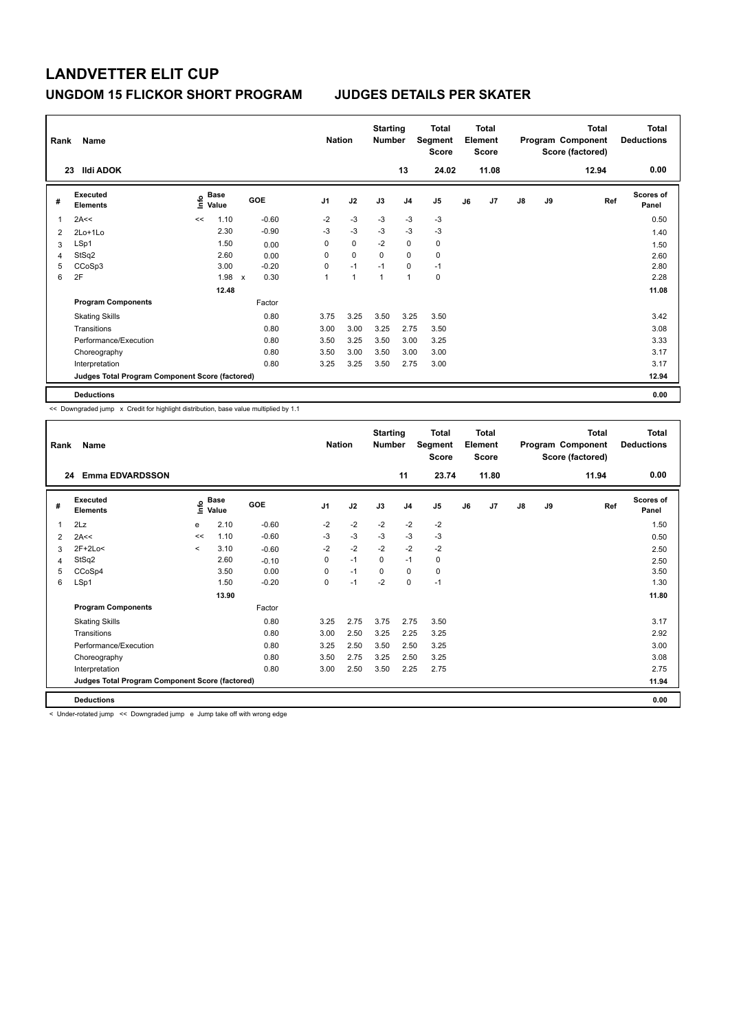# LANDVETTER ELIT CUP

## UNGDOM 15 FLICKOR SHORT PROGRAM JUDGES DETAILS PER SKATER

| Rank | Name | Nation | Starting Number | Total Segment Score | Total Element Score | Total Program Component Score (factored) | Total Deductions |
|---|---|---|---|---|---|---|---|
| 23 | Ildi ADOK | | 13 | 24.02 | 11.08 | 12.94 | 0.00 |

| # | Executed Elements | Info | Base Value | | GOE | J1 | J2 | J3 | J4 | J5 | J6 | J7 | J8 | J9 | Ref | Scores of Panel |
|---|---|---|---|---|---|---|---|---|---|---|---|---|---|---|---|---|
| 1 | 2A<< | << | 1.10 | | -0.60 | -2 | -3 | -3 | -3 | -3 | | | | | | 0.50 |
| 2 | 2Lo+1Lo | | 2.30 | | -0.90 | -3 | -3 | -3 | -3 | -3 | | | | | | 1.40 |
| 3 | LSp1 | | 1.50 | | 0.00 | 0 | 0 | -2 | 0 | 0 | | | | | | 1.50 |
| 4 | StSq2 | | 2.60 | | 0.00 | 0 | 0 | 0 | 0 | 0 | | | | | | 2.60 |
| 5 | CCoSp3 | | 3.00 | | -0.20 | 0 | -1 | -1 | 0 | -1 | | | | | | 2.80 |
| 6 | 2F | | 1.98 | x | 0.30 | 1 | 1 | 1 | 1 | 0 | | | | | | 2.28 |
| | | | 12.48 | | | | | | | | | | | | | 11.08 |
| | **Program Components** | | | | Factor | | | | | | | | | | | |
| | Skating Skills | | | | 0.80 | 3.75 | 3.25 | 3.50 | 3.25 | 3.50 | | | | | | 3.42 |
| | Transitions | | | | 0.80 | 3.00 | 3.00 | 3.25 | 2.75 | 3.50 | | | | | | 3.08 |
| | Performance/Execution | | | | 0.80 | 3.50 | 3.25 | 3.50 | 3.00 | 3.25 | | | | | | 3.33 |
| | Choreography | | | | 0.80 | 3.50 | 3.00 | 3.50 | 3.00 | 3.00 | | | | | | 3.17 |
| | Interpretation | | | | 0.80 | 3.25 | 3.25 | 3.50 | 2.75 | 3.00 | | | | | | 3.17 |
| | **Judges Total Program Component Score (factored)** | | | | | | | | | | | | | | | 12.94 |
| | **Deductions** | | | | | | | | | | | | | | | 0.00 |

<< Downgraded jump x Credit for highlight distribution, base value multiplied by 1.1

| Rank | Name | Nation | Starting Number | Total Segment Score | Total Element Score | Total Program Component Score (factored) | Total Deductions |
|---|---|---|---|---|---|---|---|
| 24 | Emma EDVARDSSON | | 11 | 23.74 | 11.80 | 11.94 | 0.00 |

| # | Executed Elements | Info | Base Value | GOE | J1 | J2 | J3 | J4 | J5 | J6 | J7 | J8 | J9 | Ref | Scores of Panel |
|---|---|---|---|---|---|---|---|---|---|---|---|---|---|---|---|
| 1 | 2Lz | e | 2.10 | -0.60 | -2 | -2 | -2 | -2 | -2 | | | | | | 1.50 |
| 2 | 2A<< | << | 1.10 | -0.60 | -3 | -3 | -3 | -3 | -3 | | | | | | 0.50 |
| 3 | 2F+2Lo< | < | 3.10 | -0.60 | -2 | -2 | -2 | -2 | -2 | | | | | | 2.50 |
| 4 | StSq2 | | 2.60 | -0.10 | 0 | -1 | 0 | -1 | 0 | | | | | | 2.50 |
| 5 | CCoSp4 | | 3.50 | 0.00 | 0 | -1 | 0 | 0 | 0 | | | | | | 3.50 |
| 6 | LSp1 | | 1.50 | -0.20 | 0 | -1 | -2 | 0 | -1 | | | | | | 1.30 |
| | | | 13.90 | | | | | | | | | | | | 11.80 |
| | **Program Components** | | | Factor | | | | | | | | | | | |
| | Skating Skills | | | 0.80 | 3.25 | 2.75 | 3.75 | 2.75 | 3.50 | | | | | | 3.17 |
| | Transitions | | | 0.80 | 3.00 | 2.50 | 3.25 | 2.25 | 3.25 | | | | | | 2.92 |
| | Performance/Execution | | | 0.80 | 3.25 | 2.50 | 3.50 | 2.50 | 3.25 | | | | | | 3.00 |
| | Choreography | | | 0.80 | 3.50 | 2.75 | 3.25 | 2.50 | 3.25 | | | | | | 3.08 |
| | Interpretation | | | 0.80 | 3.00 | 2.50 | 3.50 | 2.25 | 2.75 | | | | | | 2.75 |
| | **Judges Total Program Component Score (factored)** | | | | | | | | | | | | | | 11.94 |
| | **Deductions** | | | | | | | | | | | | | | 0.00 |

< Under-rotated jump << Downgraded jump e Jump take off with wrong edge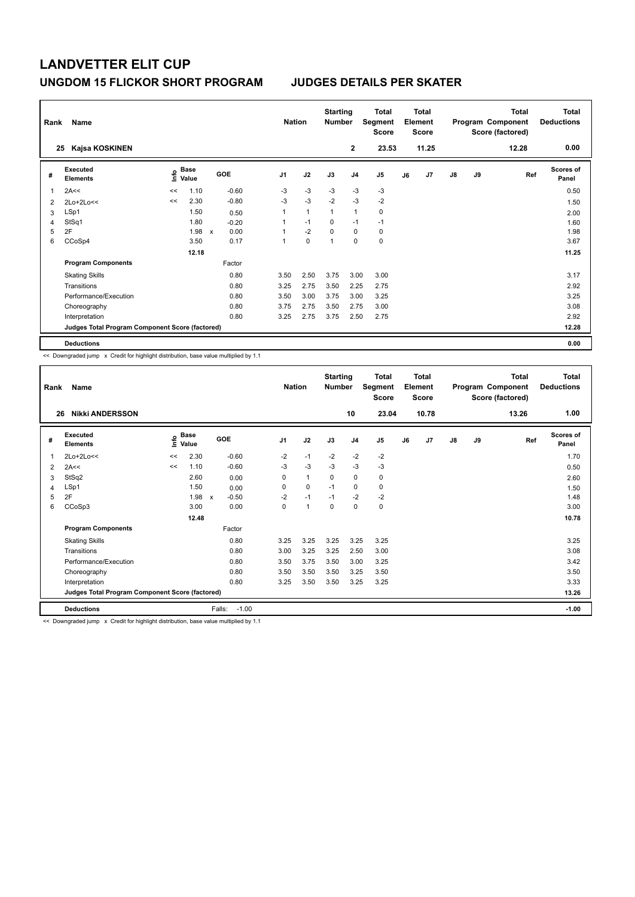# LANDVETTER ELIT CUP

## UNGDOM 15 FLICKOR SHORT PROGRAM JUDGES DETAILS PER SKATER

| Rank | Name | Nation | Starting Number | Total Segment Score | Total Element Score | Total Program Component Score (factored) | Total Deductions |
|---|---|---|---|---|---|---|---|
| 25 | Kajsa KOSKINEN | | 2 | 23.53 | 11.25 | 12.28 | 0.00 |

| # | Executed Elements | Info | Base Value | | GOE | J1 | J2 | J3 | J4 | J5 | J6 | J7 | J8 | J9 | Ref | Scores of Panel |
|---|---|---|---|---|---|---|---|---|---|---|---|---|---|---|---|---|
| 1 | 2A<< | << | 1.10 | | -0.60 | -3 | -3 | -3 | -3 | -3 | | | | | | 0.50 |
| 2 | 2Lo+2Lo<< | << | 2.30 | | -0.80 | -3 | -3 | -2 | -3 | -2 | | | | | | 1.50 |
| 3 | LSp1 | | 1.50 | | 0.50 | 1 | 1 | 1 | 1 | 0 | | | | | | 2.00 |
| 4 | StSq1 | | 1.80 | | -0.20 | 1 | -1 | 0 | -1 | -1 | | | | | | 1.60 |
| 5 | 2F | | 1.98 | x | 0.00 | 1 | -2 | 0 | 0 | 0 | | | | | | 1.98 |
| 6 | CCoSp4 | | 3.50 | | 0.17 | 1 | 0 | 1 | 0 | 0 | | | | | | 3.67 |
| | | | 12.18 | | | | | | | | | | | | | 11.25 |
| | **Program Components** | | | | Factor | | | | | | | | | | | |
| | Skating Skills | | | | 0.80 | 3.50 | 2.50 | 3.75 | 3.00 | 3.00 | | | | | | 3.17 |
| | Transitions | | | | 0.80 | 3.25 | 2.75 | 3.50 | 2.25 | 2.75 | | | | | | 2.92 |
| | Performance/Execution | | | | 0.80 | 3.50 | 3.00 | 3.75 | 3.00 | 3.25 | | | | | | 3.25 |
| | Choreography | | | | 0.80 | 3.75 | 2.75 | 3.50 | 2.75 | 3.00 | | | | | | 3.08 |
| | Interpretation | | | | 0.80 | 3.25 | 2.75 | 3.75 | 2.50 | 2.75 | | | | | | 2.92 |
| | **Judges Total Program Component Score (factored)** | | | | | | | | | | | | | | | 12.28 |
| | **Deductions** | | | | | | | | | | | | | | | 0.00 |

<< Downgraded jump x Credit for highlight distribution, base value multiplied by 1.1

| Rank | Name | Nation | Starting Number | Total Segment Score | Total Element Score | Total Program Component Score (factored) | Total Deductions |
|---|---|---|---|---|---|---|---|
| 26 | Nikki ANDERSSON | | 10 | 23.04 | 10.78 | 13.26 | 1.00 |

| # | Executed Elements | Info | Base Value | | GOE | J1 | J2 | J3 | J4 | J5 | J6 | J7 | J8 | J9 | Ref | Scores of Panel |
|---|---|---|---|---|---|---|---|---|---|---|---|---|---|---|---|---|
| 1 | 2Lo+2Lo<< | << | 2.30 | | -0.60 | -2 | -1 | -2 | -2 | -2 | | | | | | 1.70 |
| 2 | 2A<< | << | 1.10 | | -0.60 | -3 | -3 | -3 | -3 | -3 | | | | | | 0.50 |
| 3 | StSq2 | | 2.60 | | 0.00 | 0 | 1 | 0 | 0 | 0 | | | | | | 2.60 |
| 4 | LSp1 | | 1.50 | | 0.00 | 0 | 0 | -1 | 0 | 0 | | | | | | 1.50 |
| 5 | 2F | | 1.98 | x | -0.50 | -2 | -1 | -1 | -2 | -2 | | | | | | 1.48 |
| 6 | CCoSp3 | | 3.00 | | 0.00 | 0 | 1 | 0 | 0 | 0 | | | | | | 3.00 |
| | | | 12.48 | | | | | | | | | | | | | 10.78 |
| | **Program Components** | | | | Factor | | | | | | | | | | | |
| | Skating Skills | | | | 0.80 | 3.25 | 3.25 | 3.25 | 3.25 | 3.25 | | | | | | 3.25 |
| | Transitions | | | | 0.80 | 3.00 | 3.25 | 3.25 | 2.50 | 3.00 | | | | | | 3.08 |
| | Performance/Execution | | | | 0.80 | 3.50 | 3.75 | 3.50 | 3.00 | 3.25 | | | | | | 3.42 |
| | Choreography | | | | 0.80 | 3.50 | 3.50 | 3.50 | 3.25 | 3.50 | | | | | | 3.50 |
| | Interpretation | | | | 0.80 | 3.25 | 3.50 | 3.50 | 3.25 | 3.25 | | | | | | 3.33 |
| | **Judges Total Program Component Score (factored)** | | | | | | | | | | | | | | | 13.26 |
| | **Deductions** | | | | Falls: -1.00 | | | | | | | | | | | -1.00 |

<< Downgraded jump x Credit for highlight distribution, base value multiplied by 1.1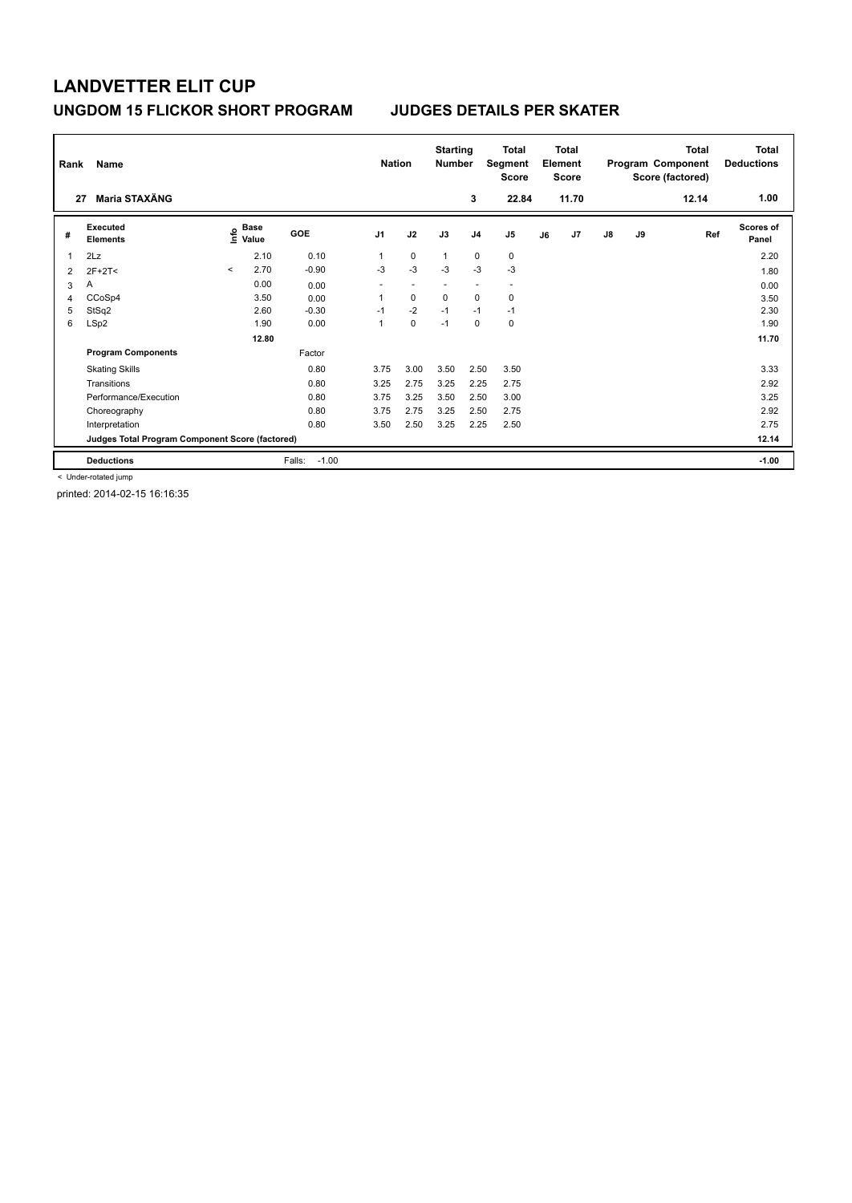# LANDVETTER ELIT CUP

## UNGDOM 15 FLICKOR SHORT PROGRAM JUDGES DETAILS PER SKATER

| Rank | Name | Nation | Starting Number | Total Segment Score | Total Element Score | Total Program Component Score (factored) | Total Deductions |
|---|---|---|---|---|---|---|---|
| 27 | Maria STAXÄNG | | 3 | 22.84 | 11.70 | 12.14 | 1.00 |

| # | Executed Elements | Info | Base Value | GOE | J1 | J2 | J3 | J4 | J5 | J6 | J7 | J8 | J9 | Ref | Scores of Panel |
|---|---|---|---|---|---|---|---|---|---|---|---|---|---|---|---|
| 1 | 2Lz | | 2.10 | 0.10 | 1 | 0 | 1 | 0 | 0 | | | | | | 2.20 |
| 2 | 2F+2T< | < | 2.70 | -0.90 | -3 | -3 | -3 | -3 | -3 | | | | | | 1.80 |
| 3 | A | | 0.00 | 0.00 | - | - | - | - | - | | | | | | 0.00 |
| 4 | CCoSp4 | | 3.50 | 0.00 | 1 | 0 | 0 | 0 | 0 | | | | | | 3.50 |
| 5 | StSq2 | | 2.60 | -0.30 | -1 | -2 | -1 | -1 | -1 | | | | | | 2.30 |
| 6 | LSp2 | | 1.90 | 0.00 | 1 | 0 | -1 | 0 | 0 | | | | | | 1.90 |
| | | | 12.80 | | | | | | | | | | | | 11.70 |
| | **Program Components** | | | Factor | | | | | | | | | | | |
| | Skating Skills | | | 0.80 | 3.75 | 3.00 | 3.50 | 2.50 | 3.50 | | | | | | 3.33 |
| | Transitions | | | 0.80 | 3.25 | 2.75 | 3.25 | 2.25 | 2.75 | | | | | | 2.92 |
| | Performance/Execution | | | 0.80 | 3.75 | 3.25 | 3.50 | 2.50 | 3.00 | | | | | | 3.25 |
| | Choreography | | | 0.80 | 3.75 | 2.75 | 3.25 | 2.50 | 2.75 | | | | | | 2.92 |
| | Interpretation | | | 0.80 | 3.50 | 2.50 | 3.25 | 2.25 | 2.50 | | | | | | 2.75 |
| | **Judges Total Program Component Score (factored)** | | | | | | | | | | | | | | 12.14 |
| | **Deductions** | | | Falls: -1.00 | | | | | | | | | | | -1.00 |

< Under-rotated jump

printed: 2014-02-15 16:16:35